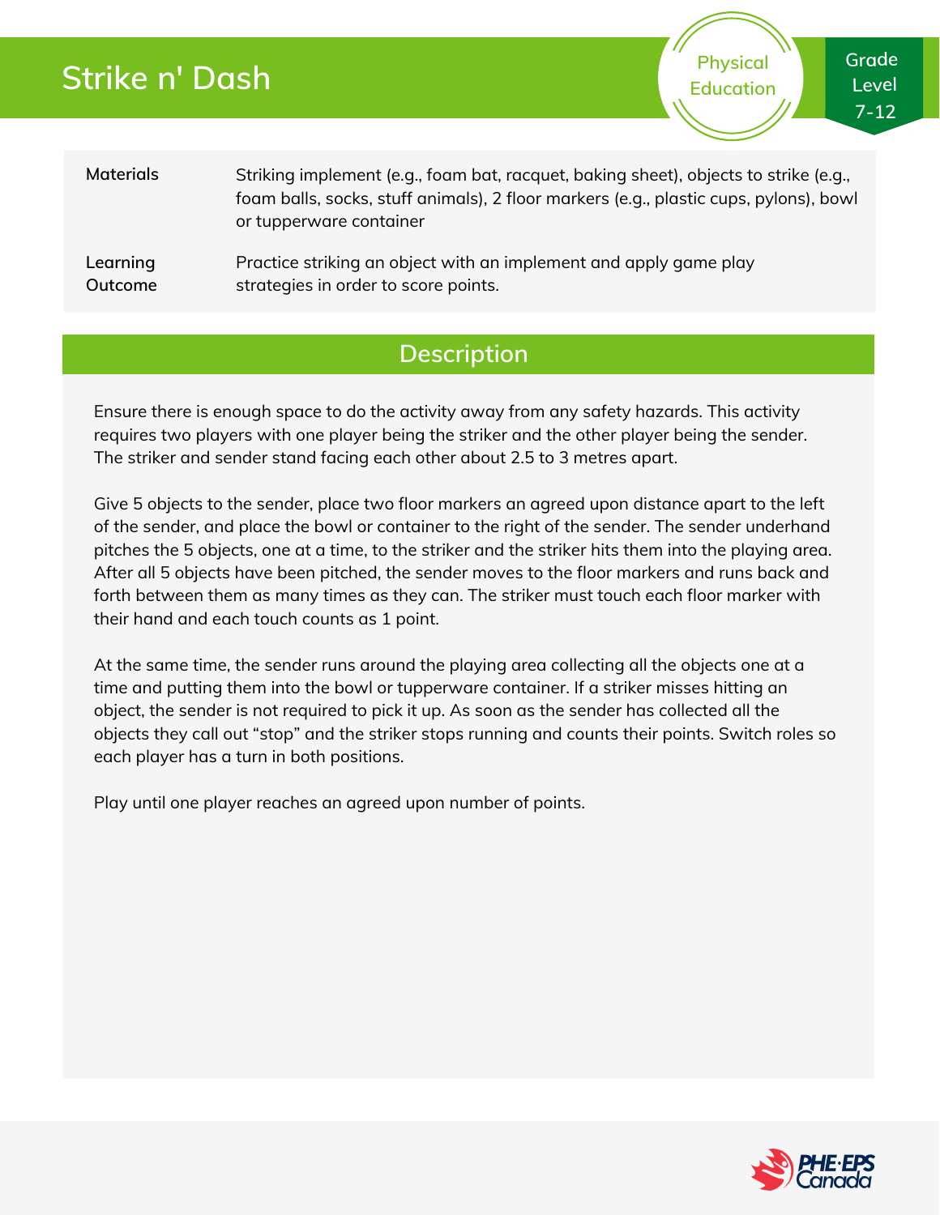# Strike n' Dash

Physical Education

Grade Level 7-12

| | |
|---|---|
| **Materials** | Striking implement (e.g., foam bat, racquet, baking sheet), objects to strike (e.g., foam balls, socks, stuff animals), 2 floor markers (e.g., plastic cups, pylons), bowl or tupperware container |
| **Learning Outcome** | Practice striking an object with an implement and apply game play strategies in order to score points. |

## Description

Ensure there is enough space to do the activity away from any safety hazards. This activity requires two players with one player being the striker and the other player being the sender. The striker and sender stand facing each other about 2.5 to 3 metres apart.

Give 5 objects to the sender, place two floor markers an agreed upon distance apart to the left of the sender, and place the bowl or container to the right of the sender. The sender underhand pitches the 5 objects, one at a time, to the striker and the striker hits them into the playing area. After all 5 objects have been pitched, the sender moves to the floor markers and runs back and forth between them as many times as they can. The striker must touch each floor marker with their hand and each touch counts as 1 point.

At the same time, the sender runs around the playing area collecting all the objects one at a time and putting them into the bowl or tupperware container. If a striker misses hitting an object, the sender is not required to pick it up. As soon as the sender has collected all the objects they call out "stop" and the striker stops running and counts their points. Switch roles so each player has a turn in both positions.

Play until one player reaches an agreed upon number of points.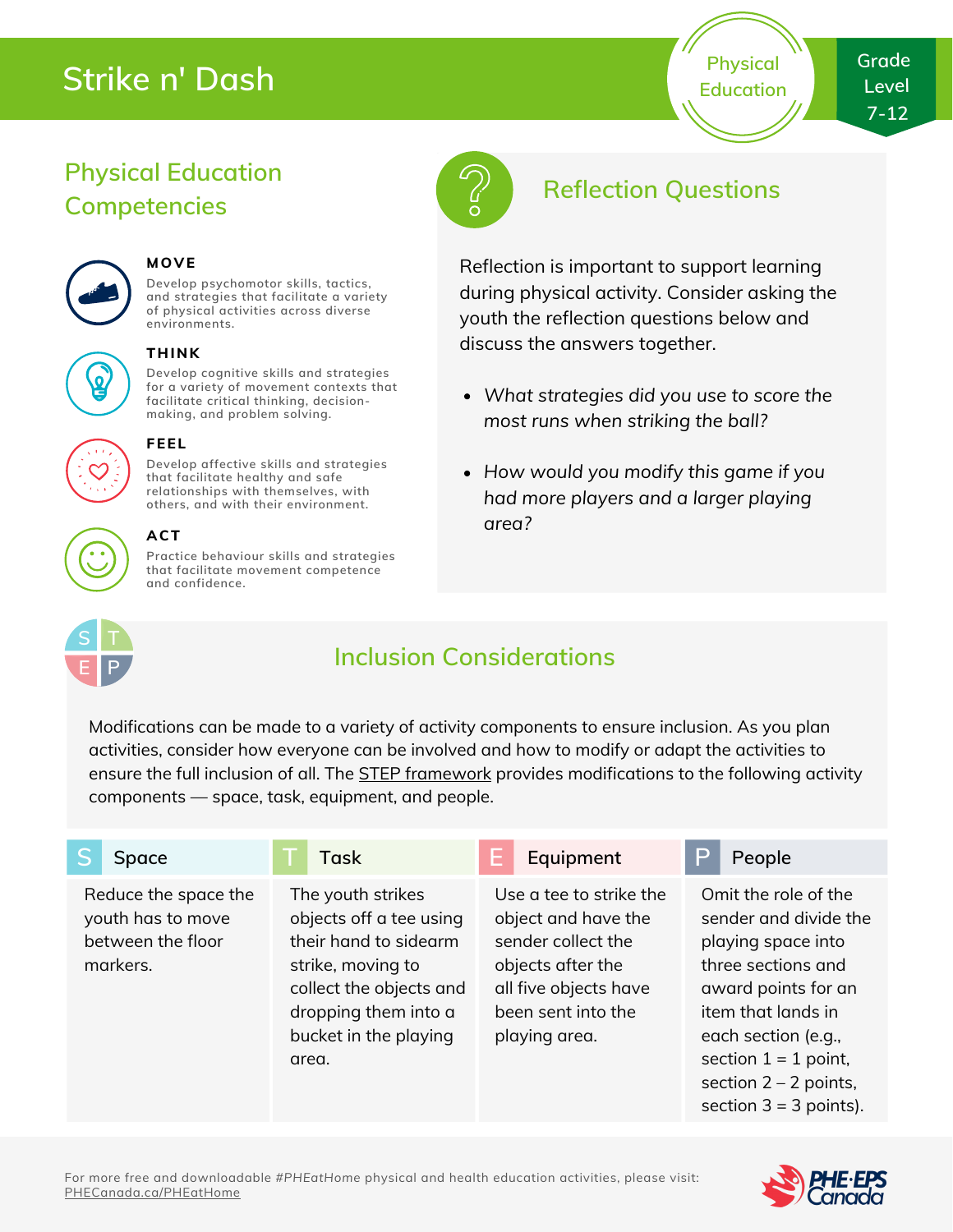# Strike n' Dash

Physical Education

Grade Level 7-12

## Physical Education Competencies

**MOVE**

Develop psychomotor skills, tactics, and strategies that facilitate a variety of physical activities across diverse environments.

**THINK**

Develop cognitive skills and strategies for a variety of movement contexts that facilitate critical thinking, decision-making, and problem solving.

**FEEL**

Develop affective skills and strategies that facilitate healthy and safe relationships with themselves, with others, and with their environment.

**ACT**

Practice behaviour skills and strategies that facilitate movement competence and confidence.

## Reflection Questions

Reflection is important to support learning during physical activity. Consider asking the youth the reflection questions below and discuss the answers together.

- *What strategies did you use to score the most runs when striking the ball?*
- *How would you modify this game if you had more players and a larger playing area?*

## Inclusion Considerations

Modifications can be made to a variety of activity components to ensure inclusion. As you plan activities, consider how everyone can be involved and how to modify or adapt the activities to ensure the full inclusion of all. The STEP framework provides modifications to the following activity components — space, task, equipment, and people.

| S Space | T Task | E Equipment | P People |
|---|---|---|---|
| Reduce the space the youth has to move between the floor markers. | The youth strikes objects off a tee using their hand to sidearm strike, moving to collect the objects and dropping them into a bucket in the playing area. | Use a tee to strike the object and have the sender collect the objects after the all five objects have been sent into the playing area. | Omit the role of the sender and divide the playing space into three sections and award points for an item that lands in each section (e.g., section 1 = 1 point, section 2 – 2 points, section 3 = 3 points). |

For more free and downloadable #PHEatHome physical and health education activities, please visit: PHECanada.ca/PHEatHome

PHE·EPS Canada